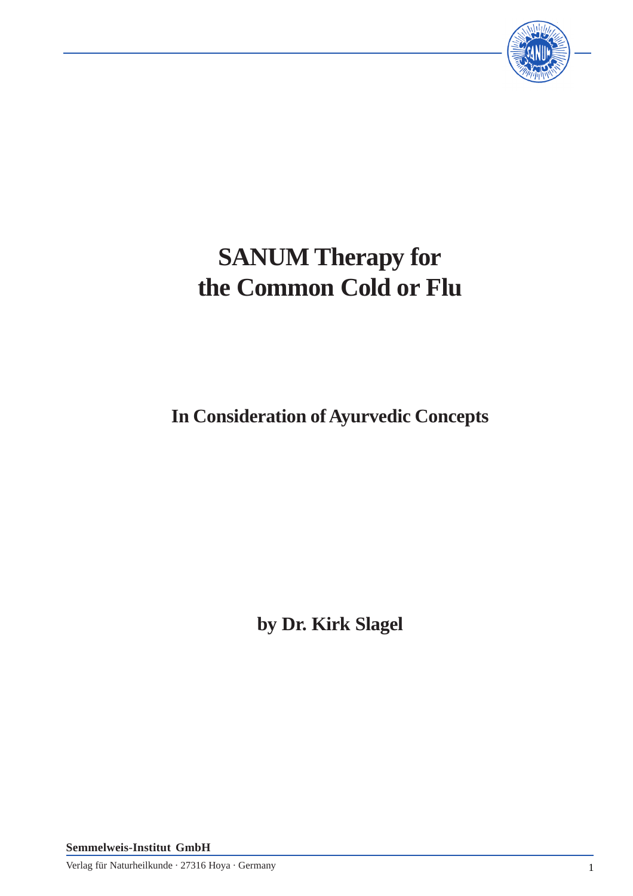# SANUM Therapy for the Common Cold or Flu

## In Consideration of Ayurvedic Concepts

**by Dr. Kirk Slagel**

**Semmelweis-Institut GmbH**

Verlag für Naturheilkunde · 27316 Hoya · Germany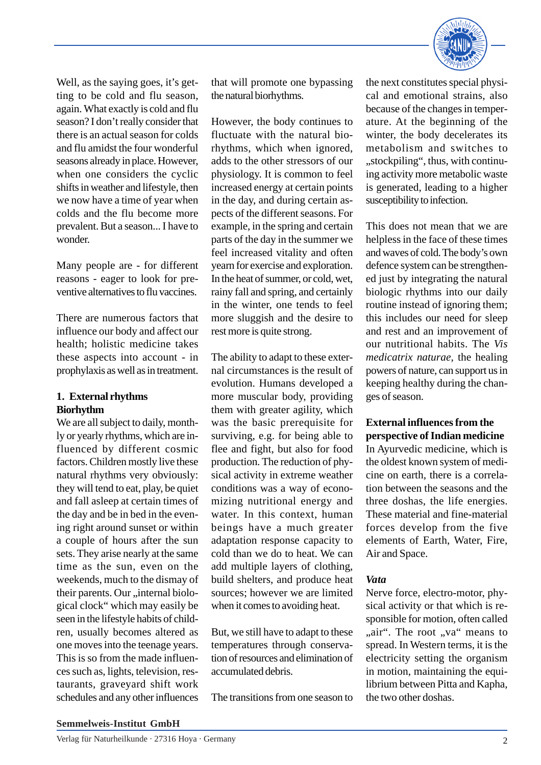Well, as the saying goes, it's getting to be cold and flu season, again. What exactly is cold and flu season? I don't really consider that there is an actual season for colds and flu amidst the four wonderful seasons already in place. However, when one considers the cyclic shifts in weather and lifestyle, then we now have a time of year when colds and the flu become more prevalent. But a season... I have to wonder.

Many people are - for different reasons - eager to look for preventive alternatives to flu vaccines.

There are numerous factors that influence our body and affect our health; holistic medicine takes these aspects into account - in prophylaxis as well as in treatment.

## 1. External rhythms

### Biorhythm

We are all subject to daily, monthly or yearly rhythms, which are influenced by different cosmic factors. Children mostly live these natural rhythms very obviously: they will tend to eat, play, be quiet and fall asleep at certain times of the day and be in bed in the evening right around sunset or within a couple of hours after the sun sets. They arise nearly at the same time as the sun, even on the weekends, much to the dismay of their parents. Our „internal biological clock“ which may easily be seen in the lifestyle habits of children, usually becomes altered as one moves into the teenage years. This is so from the made influences such as, lights, television, restaurants, graveyard shift work schedules and any other influences that will promote one bypassing the natural biorhythms.

However, the body continues to fluctuate with the natural biorhythms, which when ignored, adds to the other stressors of our physiology. It is common to feel increased energy at certain points in the day, and during certain aspects of the different seasons. For example, in the spring and certain parts of the day in the summer we feel increased vitality and often yearn for exercise and exploration. In the heat of summer, or cold, wet, rainy fall and spring, and certainly in the winter, one tends to feel more sluggish and the desire to rest more is quite strong.

The ability to adapt to these external circumstances is the result of evolution. Humans developed a more muscular body, providing them with greater agility, which was the basic prerequisite for surviving, e.g. for being able to flee and fight, but also for food production. The reduction of physical activity in extreme weather conditions was a way of economizing nutritional energy and water. In this context, human beings have a much greater adaptation response capacity to cold than we do to heat. We can add multiple layers of clothing, build shelters, and produce heat sources; however we are limited when it comes to avoiding heat.

But, we still have to adapt to these temperatures through conservation of resources and elimination of accumulated debris.

The transitions from one season to the next constitutes special physical and emotional strains, also because of the changes in temperature. At the beginning of the winter, the body decelerates its metabolism and switches to „stockpiling“, thus, with continuing activity more metabolic waste is generated, leading to a higher susceptibility to infection.

This does not mean that we are helpless in the face of these times and waves of cold. The body's own defence system can be strengthened just by integrating the natural biologic rhythms into our daily routine instead of ignoring them; this includes our need for sleep and rest and an improvement of our nutritional habits. The *Vis medicatrix naturae*, the healing powers of nature, can support us in keeping healthy during the changes of season.

### External influences from the perspective of Indian medicine

In Ayurvedic medicine, which is the oldest known system of medicine on earth, there is a correlation between the seasons and the three doshas, the life energies. These material and fine-material forces develop from the five elements of Earth, Water, Fire, Air and Space.

#### *Vata*

Nerve force, electro-motor, physical activity or that which is responsible for motion, often called „air“. The root „va“ means to spread. In Western terms, it is the electricity setting the organism in motion, maintaining the equilibrium between Pitta and Kapha, the two other doshas.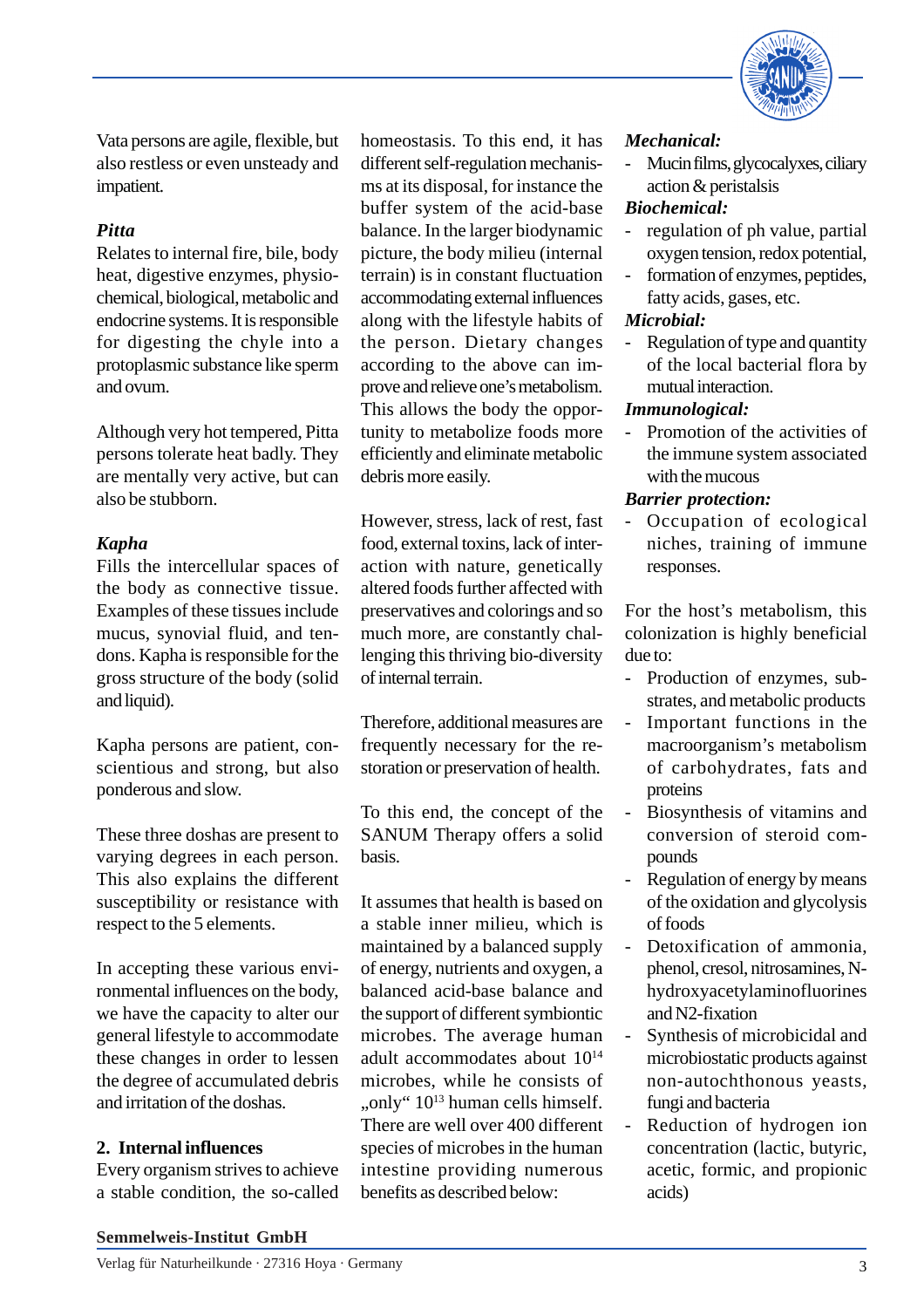Vata persons are agile, flexible, but also restless or even unsteady and impatient.

***Pitta***

Relates to internal fire, bile, body heat, digestive enzymes, physiochemical, biological, metabolic and endocrine systems. It is responsible for digesting the chyle into a protoplasmic substance like sperm and ovum.

Although very hot tempered, Pitta persons tolerate heat badly. They are mentally very active, but can also be stubborn.

***Kapha***

Fills the intercellular spaces of the body as connective tissue. Examples of these tissues include mucus, synovial fluid, and tendons. Kapha is responsible for the gross structure of the body (solid and liquid).

Kapha persons are patient, conscientious and strong, but also ponderous and slow.

These three doshas are present to varying degrees in each person. This also explains the different susceptibility or resistance with respect to the 5 elements.

In accepting these various environmental influences on the body, we have the capacity to alter our general lifestyle to accommodate these changes in order to lessen the degree of accumulated debris and irritation of the doshas.

## 2. Internal influences

Every organism strives to achieve a stable condition, the so-called homeostasis. To this end, it has different self-regulation mechanisms at its disposal, for instance the buffer system of the acid-base balance. In the larger biodynamic picture, the body milieu (internal terrain) is in constant fluctuation accommodating external influences along with the lifestyle habits of the person. Dietary changes according to the above can improve and relieve one's metabolism. This allows the body the opportunity to metabolize foods more efficiently and eliminate metabolic debris more easily.

However, stress, lack of rest, fast food, external toxins, lack of interaction with nature, genetically altered foods further affected with preservatives and colorings and so much more, are constantly challenging this thriving bio-diversity of internal terrain.

Therefore, additional measures are frequently necessary for the restoration or preservation of health.

To this end, the concept of the SANUM Therapy offers a solid basis.

It assumes that health is based on a stable inner milieu, which is maintained by a balanced supply of energy, nutrients and oxygen, a balanced acid-base balance and the support of different symbiontic microbes. The average human adult accommodates about $10^{14}$ microbes, while he consists of „only" $10^{13}$ human cells himself. There are well over 400 different species of microbes in the human intestine providing numerous benefits as described below:

***Mechanical:***

- Mucin films, glycocalyxes, ciliary action & peristalsis

***Biochemical:***

- regulation of ph value, partial oxygen tension, redox potential,
- formation of enzymes, peptides, fatty acids, gases, etc.

***Microbial:***

- Regulation of type and quantity of the local bacterial flora by mutual interaction.

***Immunological:***

- Promotion of the activities of the immune system associated with the mucous

***Barrier protection:***

- Occupation of ecological niches, training of immune responses.

For the host's metabolism, this colonization is highly beneficial due to:

- Production of enzymes, substrates, and metabolic products
- Important functions in the macroorganism's metabolism of carbohydrates, fats and proteins
- Biosynthesis of vitamins and conversion of steroid compounds
- Regulation of energy by means of the oxidation and glycolysis of foods
- Detoxification of ammonia, phenol, cresol, nitrosamines, N-hydroxyacetylaminofluorines and N2-fixation
- Synthesis of microbicidal and microbiostatic products against non-autochthonous yeasts, fungi and bacteria
- Reduction of hydrogen ion concentration (lactic, butyric, acetic, formic, and propionic acids)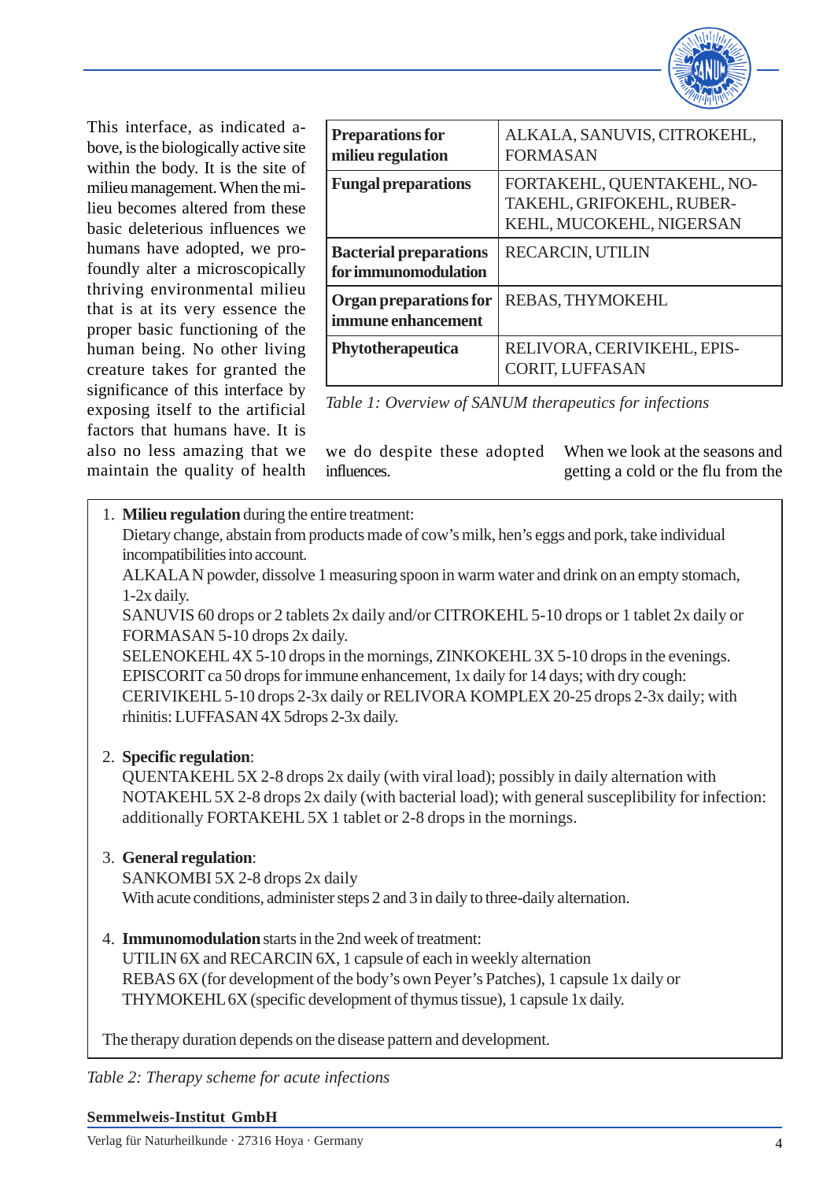This interface, as indicated above, is the biologically active site within the body. It is the site of milieu management. When the milieu becomes altered from these basic deleterious influences we humans have adopted, we profoundly alter a microscopically thriving environmental milieu that is at its very essence the proper basic functioning of the human being. No other living creature takes for granted the significance of this interface by exposing itself to the artificial factors that humans have. It is also no less amazing that we maintain the quality of health we do despite these adopted influences.

| **Preparations for milieu regulation** | ALKALA, SANUVIS, CITROKEHL, FORMASAN |
|---|---|
| **Fungal preparations** | FORTAKEHL, QUENTAKEHL, NOTAKEHL, GRIFOKEHL, RUBERKEHL, MUCOKEHL, NIGERSAN |
| **Bacterial preparations for immunomodulation** | RECARCIN, UTILIN |
| **Organ preparations for immune enhancement** | REBAS, THYMOKEHL |
| **Phytotherapeutica** | RELIVORA, CERIVIKEHL, EPISCORIT, LUFFASAN |

*Table 1: Overview of SANUM therapeutics for infections*

When we look at the seasons and getting a cold or the flu from the

1. **Milieu regulation** during the entire treatment:
   Dietary change, abstain from products made of cow's milk, hen's eggs and pork, take individual incompatibilities into account.
   ALKALA N powder, dissolve 1 measuring spoon in warm water and drink on an empty stomach, 1-2x daily.
   SANUVIS 60 drops or 2 tablets 2x daily and/or CITROKEHL 5-10 drops or 1 tablet 2x daily or FORMASAN 5-10 drops 2x daily.
   SELENOKEHL 4X 5-10 drops in the mornings, ZINKOKEHL 3X 5-10 drops in the evenings.
   EPISCORIT ca 50 drops for immune enhancement, 1x daily for 14 days; with dry cough: CERIVIKEHL 5-10 drops 2-3x daily or RELIVORA KOMPLEX 20-25 drops 2-3x daily; with rhinitis: LUFFASAN 4X 5drops 2-3x daily.

2. **Specific regulation**:
   QUENTAKEHL 5X 2-8 drops 2x daily (with viral load); possibly in daily alternation with NOTAKEHL 5X 2-8 drops 2x daily (with bacterial load); with general susceplibility for infection: additionally FORTAKEHL 5X 1 tablet or 2-8 drops in the mornings.

3. **General regulation**:
   SANKOMBI 5X 2-8 drops 2x daily
   With acute conditions, administer steps 2 and 3 in daily to three-daily alternation.

4. **Immunomodulation** starts in the 2nd week of treatment:
   UTILIN 6X and RECARCIN 6X, 1 capsule of each in weekly alternation
   REBAS 6X (for development of the body's own Peyer's Patches), 1 capsule 1x daily or THYMOKEHL 6X (specific development of thymus tissue), 1 capsule 1x daily.

The therapy duration depends on the disease pattern and development.

*Table 2: Therapy scheme for acute infections*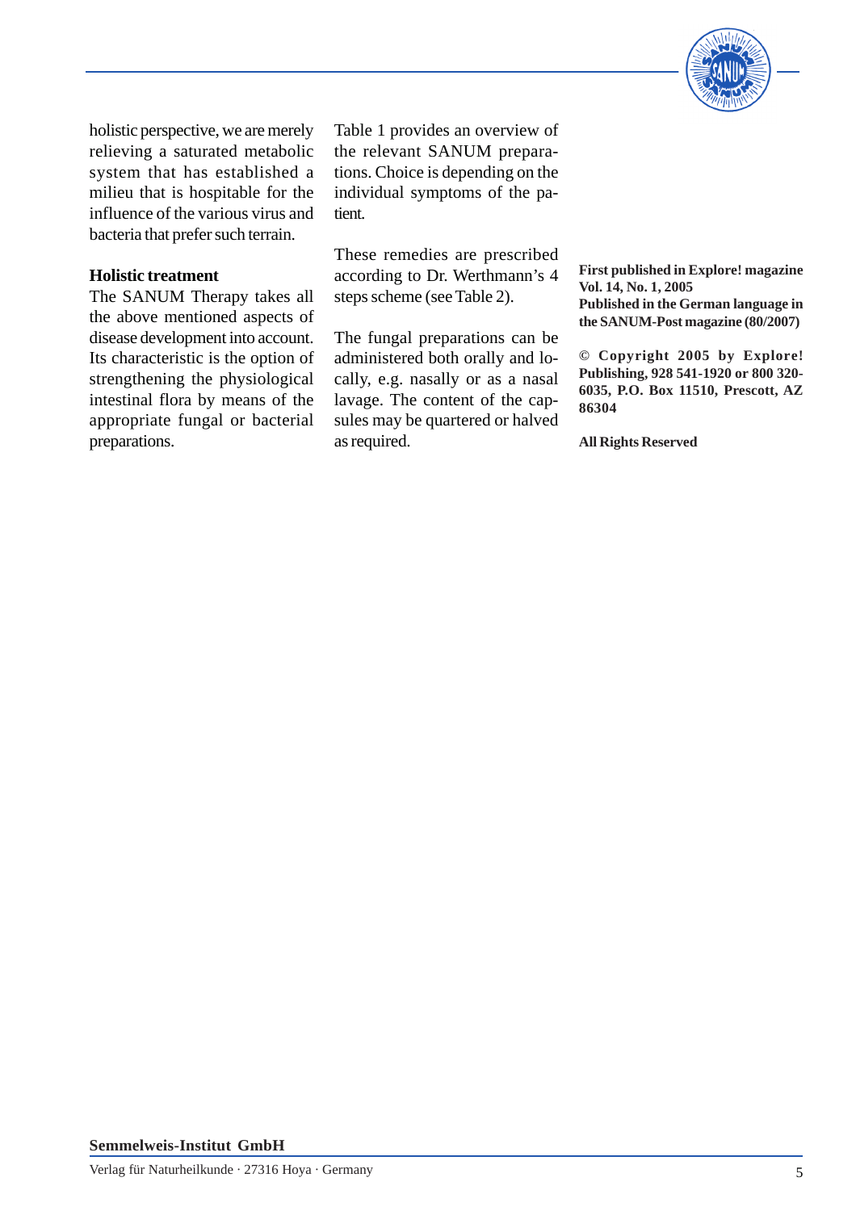holistic perspective, we are merely relieving a saturated metabolic system that has established a milieu that is hospitable for the influence of the various virus and bacteria that prefer such terrain.

### Holistic treatment

The SANUM Therapy takes all the above mentioned aspects of disease development into account. Its characteristic is the option of strengthening the physiological intestinal flora by means of the appropriate fungal or bacterial preparations.

Table 1 provides an overview of the relevant SANUM preparations. Choice is depending on the individual symptoms of the patient.

These remedies are prescribed according to Dr. Werthmann's 4 steps scheme (see Table 2).

The fungal preparations can be administered both orally and locally, e.g. nasally or as a nasal lavage. The content of the capsules may be quartered or halved as required.

**First published in Explore! magazine Vol. 14, No. 1, 2005**
**Published in the German language in the SANUM-Post magazine (80/2007)**

**© Copyright 2005 by Explore! Publishing, 928 541-1920 or 800 320-6035, P.O. Box 11510, Prescott, AZ 86304**

**All Rights Reserved**

**Semmelweis-Institut GmbH**

Verlag für Naturheilkunde · 27316 Hoya · Germany